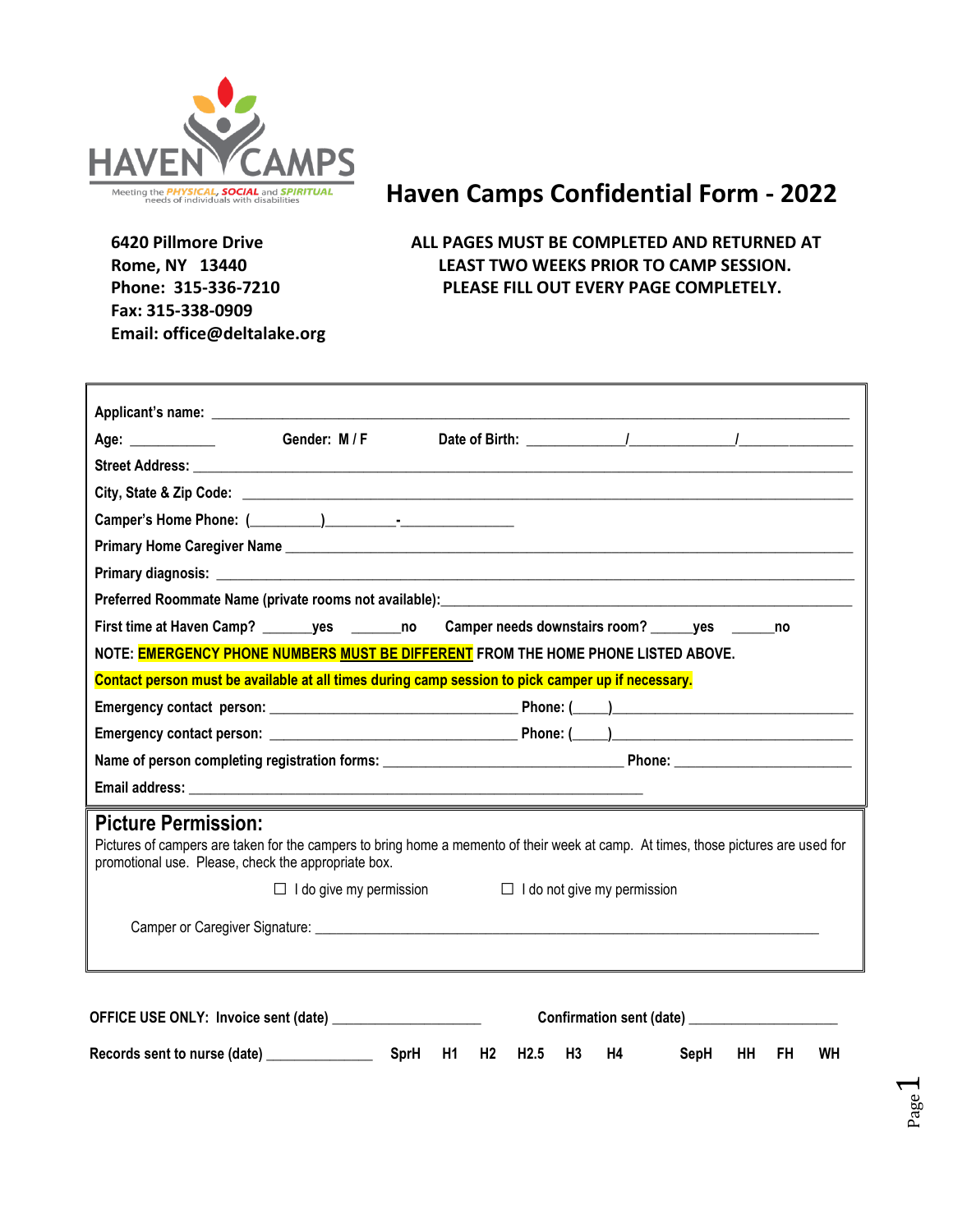HAVEN CAMPS

Meeting the PHYSICAL, SOCIAL and SPIRITUAL needs of individuals with disabilities

# Haven Camps Confidential Form - 2022

**6420 Pillmore Drive**
**Rome, NY 13440**
**Phone: 315-336-7210**
**Fax: 315-338-0909**
**Email: office@deltalake.org**

**ALL PAGES MUST BE COMPLETED AND RETURNED AT LEAST TWO WEEKS PRIOR TO CAMP SESSION. PLEASE FILL OUT EVERY PAGE COMPLETELY.**

**Applicant's name:** ___________________________________________

**Age:** ___________ **Gender: M / F** **Date of Birth:** ____________/_____________/______________

**Street Address:** ___________________________________________

**City, State & Zip Code:** ___________________________________________

**Camper's Home Phone:** (_________)_________-_______________

**Primary Home Caregiver Name** ___________________________________________

**Primary diagnosis:** ___________________________________________

**Preferred Roommate Name (private rooms not available):** ___________________________________________

**First time at Haven Camp?** _______yes _______no **Camper needs downstairs room?** ______yes ______no

**NOTE: EMERGENCY PHONE NUMBERS MUST BE DIFFERENT FROM THE HOME PHONE LISTED ABOVE.**

**Contact person must be available at all times during camp session to pick camper up if necessary.**

**Emergency contact person:** ______________________________ **Phone:** (_____)______________________________

**Emergency contact person:** ______________________________ **Phone:** (_____)______________________________

**Name of person completing registration forms:** ______________________________ **Phone:** ______________________

**Email address:** ___________________________________________

## Picture Permission:

Pictures of campers are taken for the campers to bring home a memento of their week at camp. At times, those pictures are used for promotional use. Please, check the appropriate box.

☐ I do give my permission ☐ I do not give my permission

Camper or Caregiver Signature: ___________________________________________

**OFFICE USE ONLY: Invoice sent (date)** ____________________ **Confirmation sent (date)** ____________________

**Records sent to nurse (date)** ______________ **SprH H1 H2 H2.5 H3 H4 SepH HH FH WH**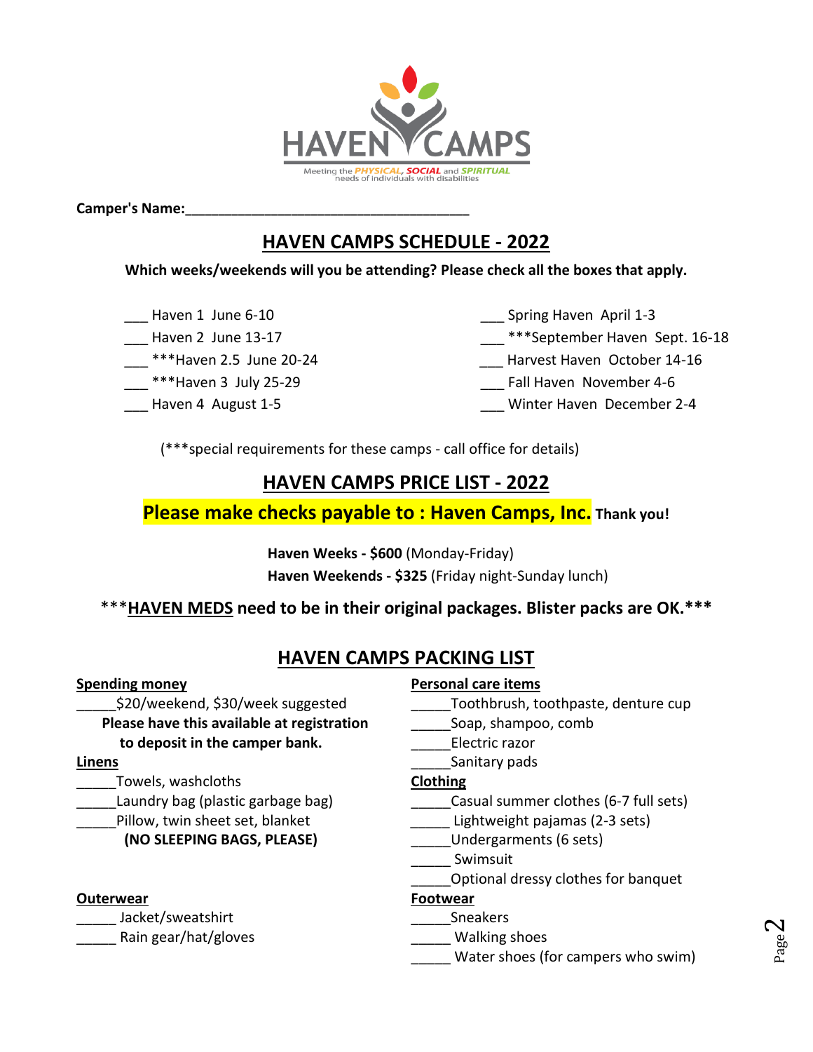HAVEN CAMPS

Meeting the PHYSICAL, SOCIAL and SPIRITUAL needs of individuals with disabilities

**Camper's Name:**_____________________________________

## HAVEN CAMPS SCHEDULE - 2022

**Which weeks/weekends will you be attending? Please check all the boxes that apply.**

___ Haven 1 June 6-10
___ Haven 2 June 13-17
___ ***Haven 2.5 June 20-24
___ ***Haven 3 July 25-29
___ Haven 4 August 1-5

___ Spring Haven April 1-3
___ ***September Haven Sept. 16-18
___ Harvest Haven October 14-16
___ Fall Haven November 4-6
___ Winter Haven December 2-4

(***special requirements for these camps - call office for details)

## HAVEN CAMPS PRICE LIST - 2022

**Please make checks payable to : Haven Camps, Inc. Thank you!**

**Haven Weeks - $600** (Monday-Friday)
**Haven Weekends - $325** (Friday night-Sunday lunch)

**\*\*\*HAVEN MEDS need to be in their original packages. Blister packs are OK.\*\*\***

## HAVEN CAMPS PACKING LIST

**Spending money**

_____$20/weekend, $30/week suggested
**Please have this available at registration to deposit in the camper bank.**

**Linens**

_____Towels, washcloths
_____Laundry bag (plastic garbage bag)
_____Pillow, twin sheet set, blanket
**(NO SLEEPING BAGS, PLEASE)**

**Outerwear**

_____ Jacket/sweatshirt
_____ Rain gear/hat/gloves

**Personal care items**

_____Toothbrush, toothpaste, denture cup
_____Soap, shampoo, comb
_____Electric razor
_____Sanitary pads

**Clothing**

_____Casual summer clothes (6-7 full sets)
_____ Lightweight pajamas (2-3 sets)
_____Undergarments (6 sets)
_____ Swimsuit
_____Optional dressy clothes for banquet

**Footwear**

_____Sneakers
_____ Walking shoes
_____ Water shoes (for campers who swim)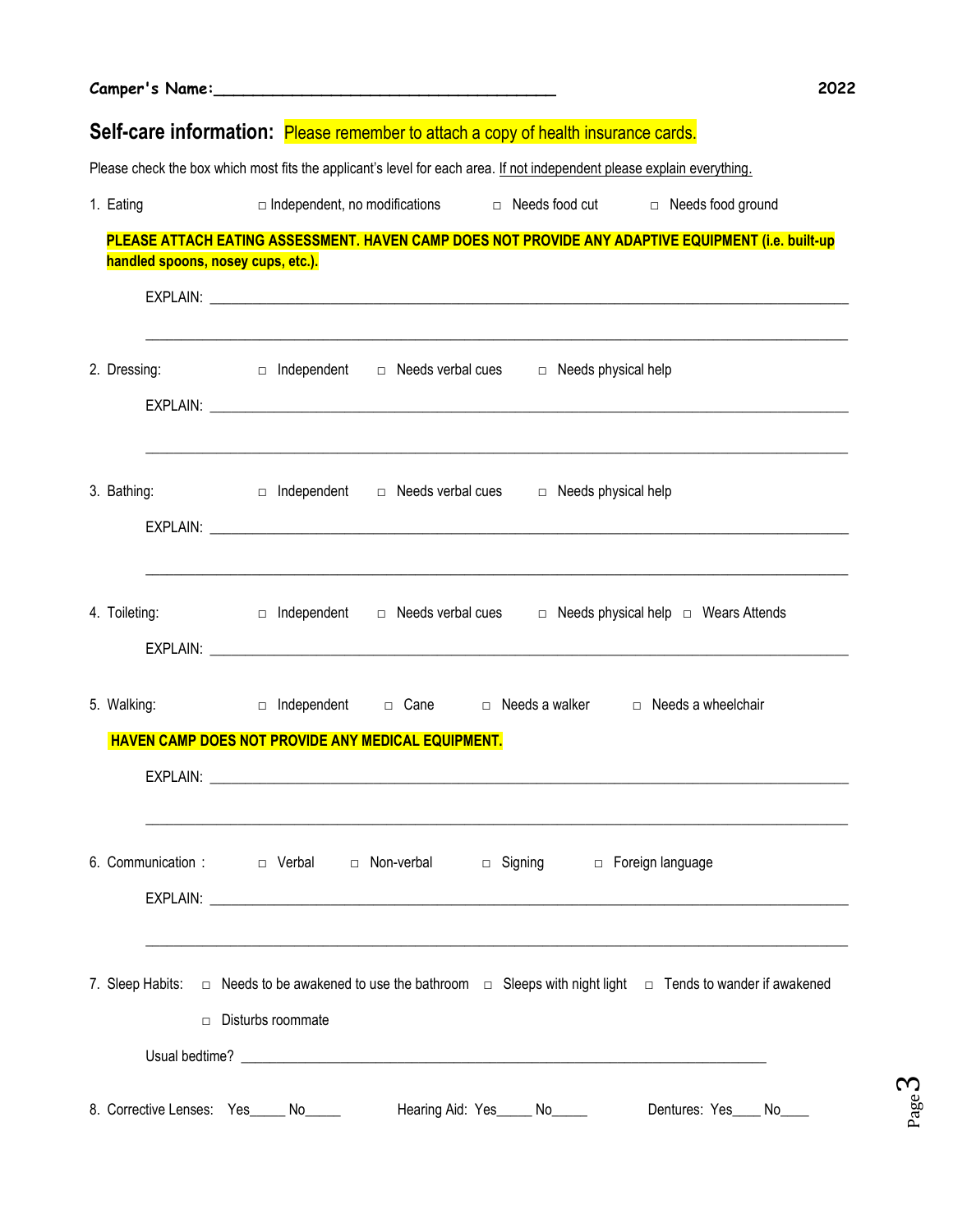**Camper's Name:\_\_\_\_\_\_\_\_\_\_\_\_\_\_\_\_\_\_\_\_\_\_\_\_\_\_\_\_\_\_\_\_\_\_\_\_** **2022**

## Self-care information: Please remember to attach a copy of health insurance cards.

Please check the box which most fits the applicant's level for each area. If not independent please explain everything.

1. Eating □ Independent, no modifications □ Needs food cut □ Needs food ground

   **PLEASE ATTACH EATING ASSESSMENT. HAVEN CAMP DOES NOT PROVIDE ANY ADAPTIVE EQUIPMENT (i.e. built-up handled spoons, nosey cups, etc.).**

   EXPLAIN: \_\_\_\_\_\_\_\_\_\_\_\_\_\_\_\_\_\_\_\_\_\_\_\_\_\_\_\_\_\_\_\_\_\_\_\_\_\_\_\_\_\_\_\_\_\_\_\_\_\_\_\_\_\_\_\_\_\_\_\_\_\_\_\_\_\_\_\_\_\_

   \_\_\_\_\_\_\_\_\_\_\_\_\_\_\_\_\_\_\_\_\_\_\_\_\_\_\_\_\_\_\_\_\_\_\_\_\_\_\_\_\_\_\_\_\_\_\_\_\_\_\_\_\_\_\_\_\_\_\_\_\_\_\_\_\_\_\_\_\_\_\_\_\_\_\_\_

2. Dressing: □ Independent □ Needs verbal cues □ Needs physical help

   EXPLAIN: \_\_\_\_\_\_\_\_\_\_\_\_\_\_\_\_\_\_\_\_\_\_\_\_\_\_\_\_\_\_\_\_\_\_\_\_\_\_\_\_\_\_\_\_\_\_\_\_\_\_\_\_\_\_\_\_\_\_\_\_\_\_\_\_\_\_\_\_\_\_

   \_\_\_\_\_\_\_\_\_\_\_\_\_\_\_\_\_\_\_\_\_\_\_\_\_\_\_\_\_\_\_\_\_\_\_\_\_\_\_\_\_\_\_\_\_\_\_\_\_\_\_\_\_\_\_\_\_\_\_\_\_\_\_\_\_\_\_\_\_\_\_\_\_\_\_\_

3. Bathing: □ Independent □ Needs verbal cues □ Needs physical help

   EXPLAIN: \_\_\_\_\_\_\_\_\_\_\_\_\_\_\_\_\_\_\_\_\_\_\_\_\_\_\_\_\_\_\_\_\_\_\_\_\_\_\_\_\_\_\_\_\_\_\_\_\_\_\_\_\_\_\_\_\_\_\_\_\_\_\_\_\_\_\_\_\_\_

   \_\_\_\_\_\_\_\_\_\_\_\_\_\_\_\_\_\_\_\_\_\_\_\_\_\_\_\_\_\_\_\_\_\_\_\_\_\_\_\_\_\_\_\_\_\_\_\_\_\_\_\_\_\_\_\_\_\_\_\_\_\_\_\_\_\_\_\_\_\_\_\_\_\_\_\_

4. Toileting: □ Independent □ Needs verbal cues □ Needs physical help □ Wears Attends

   EXPLAIN: \_\_\_\_\_\_\_\_\_\_\_\_\_\_\_\_\_\_\_\_\_\_\_\_\_\_\_\_\_\_\_\_\_\_\_\_\_\_\_\_\_\_\_\_\_\_\_\_\_\_\_\_\_\_\_\_\_\_\_\_\_\_\_\_\_\_\_\_\_\_

5. Walking: □ Independent □ Cane □ Needs a walker □ Needs a wheelchair

   **HAVEN CAMP DOES NOT PROVIDE ANY MEDICAL EQUIPMENT.**

   EXPLAIN: \_\_\_\_\_\_\_\_\_\_\_\_\_\_\_\_\_\_\_\_\_\_\_\_\_\_\_\_\_\_\_\_\_\_\_\_\_\_\_\_\_\_\_\_\_\_\_\_\_\_\_\_\_\_\_\_\_\_\_\_\_\_\_\_\_\_\_\_\_\_

   \_\_\_\_\_\_\_\_\_\_\_\_\_\_\_\_\_\_\_\_\_\_\_\_\_\_\_\_\_\_\_\_\_\_\_\_\_\_\_\_\_\_\_\_\_\_\_\_\_\_\_\_\_\_\_\_\_\_\_\_\_\_\_\_\_\_\_\_\_\_\_\_\_\_\_\_

6. Communication : □ Verbal □ Non-verbal □ Signing □ Foreign language

   EXPLAIN: \_\_\_\_\_\_\_\_\_\_\_\_\_\_\_\_\_\_\_\_\_\_\_\_\_\_\_\_\_\_\_\_\_\_\_\_\_\_\_\_\_\_\_\_\_\_\_\_\_\_\_\_\_\_\_\_\_\_\_\_\_\_\_\_\_\_\_\_\_\_

   \_\_\_\_\_\_\_\_\_\_\_\_\_\_\_\_\_\_\_\_\_\_\_\_\_\_\_\_\_\_\_\_\_\_\_\_\_\_\_\_\_\_\_\_\_\_\_\_\_\_\_\_\_\_\_\_\_\_\_\_\_\_\_\_\_\_\_\_\_\_\_\_\_\_\_\_

7. Sleep Habits: □ Needs to be awakened to use the bathroom □ Sleeps with night light □ Tends to wander if awakened

   □ Disturbs roommate

   Usual bedtime? \_\_\_\_\_\_\_\_\_\_\_\_\_\_\_\_\_\_\_\_\_\_\_\_\_\_\_\_\_\_\_\_\_\_\_\_\_\_\_\_\_\_\_\_\_\_\_\_\_\_\_\_\_\_\_\_\_\_\_\_\_\_\_\_

8. Corrective Lenses: Yes\_\_\_\_\_ No\_\_\_\_\_ Hearing Aid: Yes\_\_\_\_\_ No\_\_\_\_\_ Dentures: Yes\_\_\_\_ No\_\_\_\_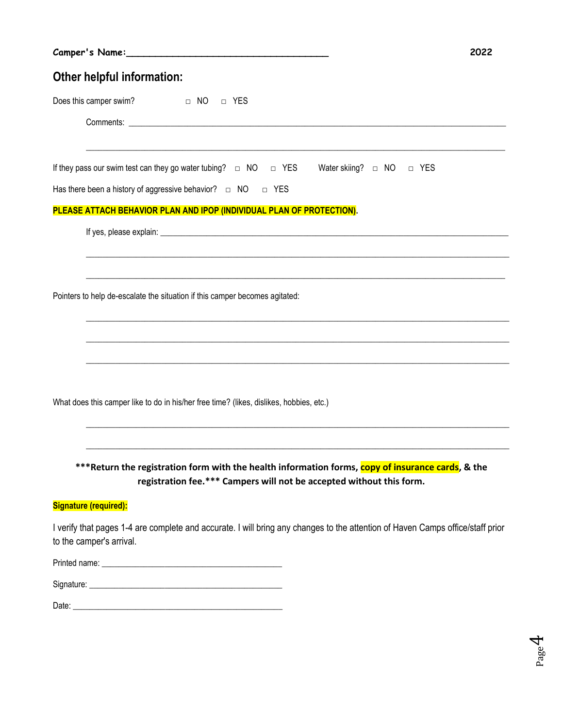**Camper's Name:___________________________________** **2022**

## Other helpful information:

Does this camper swim? □ NO □ YES

Comments: ____________________________________________________________________________________

____________________________________________________________________________________

If they pass our swim test can they go water tubing? □ NO □ YES Water skiing? □ NO □ YES

Has there been a history of aggressive behavior? □ NO □ YES

**PLEASE ATTACH BEHAVIOR PLAN AND IPOP (INDIVIDUAL PLAN OF PROTECTION).**

If yes, please explain: ____________________________________________________________________________

____________________________________________________________________________________

____________________________________________________________________________________

Pointers to help de-escalate the situation if this camper becomes agitated:

____________________________________________________________________________________

____________________________________________________________________________________

____________________________________________________________________________________

What does this camper like to do in his/her free time? (likes, dislikes, hobbies, etc.)

____________________________________________________________________________________

____________________________________________________________________________________

**\*\*\*Return the registration form with the health information forms, copy of insurance cards, & the registration fee.\*\*\* Campers will not be accepted without this form.**

**Signature (required):**

I verify that pages 1-4 are complete and accurate. I will bring any changes to the attention of Haven Camps office/staff prior to the camper's arrival.

Printed name: ________________________________________

Signature: ___________________________________________

Date: _______________________________________________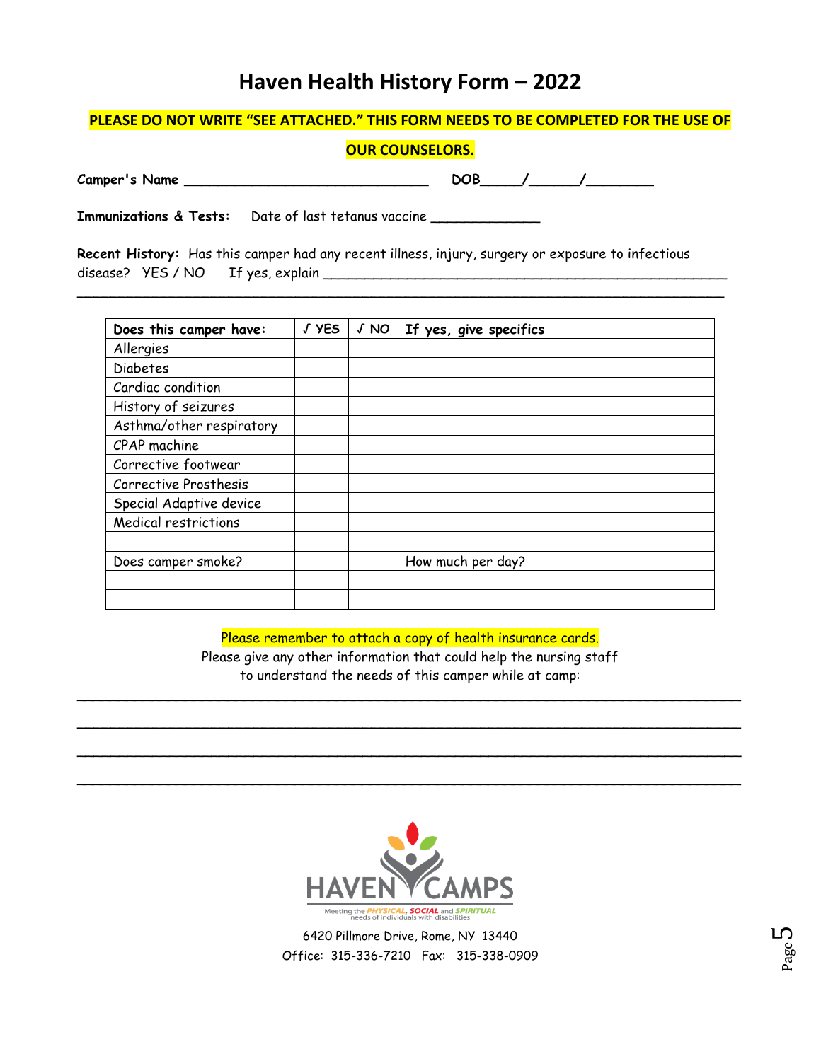# Haven Health History Form – 2022

**PLEASE DO NOT WRITE "SEE ATTACHED." THIS FORM NEEDS TO BE COMPLETED FOR THE USE OF OUR COUNSELORS.**

**Camper's Name** ______________________________ **DOB**_____/______/________

**Immunizations & Tests:** Date of last tetanus vaccine _____________

**Recent History:** Has this camper had any recent illness, injury, surgery or exposure to infectious disease? YES / NO If yes, explain ____________________________________________________
_______________________________________________________________________________

| Does this camper have: | √ YES | √ NO | If yes, give specifics |
|---|---|---|---|
| Allergies | | | |
| Diabetes | | | |
| Cardiac condition | | | |
| History of seizures | | | |
| Asthma/other respiratory | | | |
| CPAP machine | | | |
| Corrective footwear | | | |
| Corrective Prosthesis | | | |
| Special Adaptive device | | | |
| Medical restrictions | | | |
| | | | |
| Does camper smoke? | | | How much per day? |
| | | | |
| | | | |

Please remember to attach a copy of health insurance cards.

Please give any other information that could help the nursing staff to understand the needs of this camper while at camp:

_______________________________________________________________________________

_______________________________________________________________________________

_______________________________________________________________________________

_______________________________________________________________________________

HAVEN CAMPS
Meeting the PHYSICAL, SOCIAL and SPIRITUAL needs of individuals with disabilities

6420 Pillmore Drive, Rome, NY 13440
Office: 315-336-7210 Fax: 315-338-0909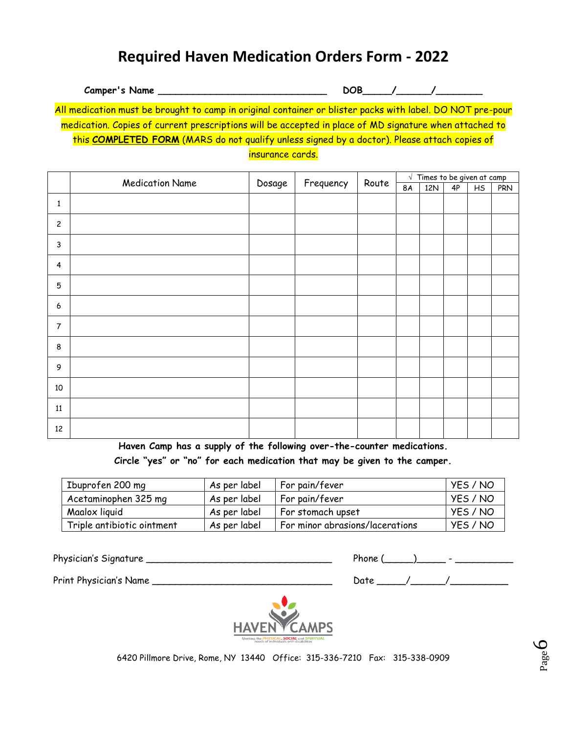# Required Haven Medication Orders Form - 2022

**Camper's Name** ______________________________ **DOB**_____/______/________

All medication must be brought to camp in original container or blister packs with label. DO NOT pre-pour medication. Copies of current prescriptions will be accepted in place of MD signature when attached to this **COMPLETED FORM** (MARS do not qualify unless signed by a doctor). Please attach copies of insurance cards.

| | Medication Name | Dosage | Frequency | Route | √ Times to be given at camp | | | | |
|---|---|---|---|---|---|---|---|---|---|
| | | | | | 8A | 12N | 4P | HS | PRN |
| 1 | | | | | | | | | |
| 2 | | | | | | | | | |
| 3 | | | | | | | | | |
| 4 | | | | | | | | | |
| 5 | | | | | | | | | |
| 6 | | | | | | | | | |
| 7 | | | | | | | | | |
| 8 | | | | | | | | | |
| 9 | | | | | | | | | |
| 10 | | | | | | | | | |
| 11 | | | | | | | | | |
| 12 | | | | | | | | | |

**Haven Camp has a supply of the following over-the-counter medications.**
**Circle "yes" or "no" for each medication that may be given to the camper.**

| | | | |
|---|---|---|---|
| Ibuprofen 200 mg | As per label | For pain/fever | YES / NO |
| Acetaminophen 325 mg | As per label | For pain/fever | YES / NO |
| Maalox liquid | As per label | For stomach upset | YES / NO |
| Triple antibiotic ointment | As per label | For minor abrasions/lacerations | YES / NO |

Physician's Signature __________________________________ Phone (_____)_____ - __________

Print Physician's Name _________________________________ Date _____/______/__________

HAVEN CAMPS
Meeting the PHYSICAL, SOCIAL and SPIRITUAL needs of individuals with disabilities

6420 Pillmore Drive, Rome, NY 13440 Office: 315-336-7210 Fax: 315-338-0909